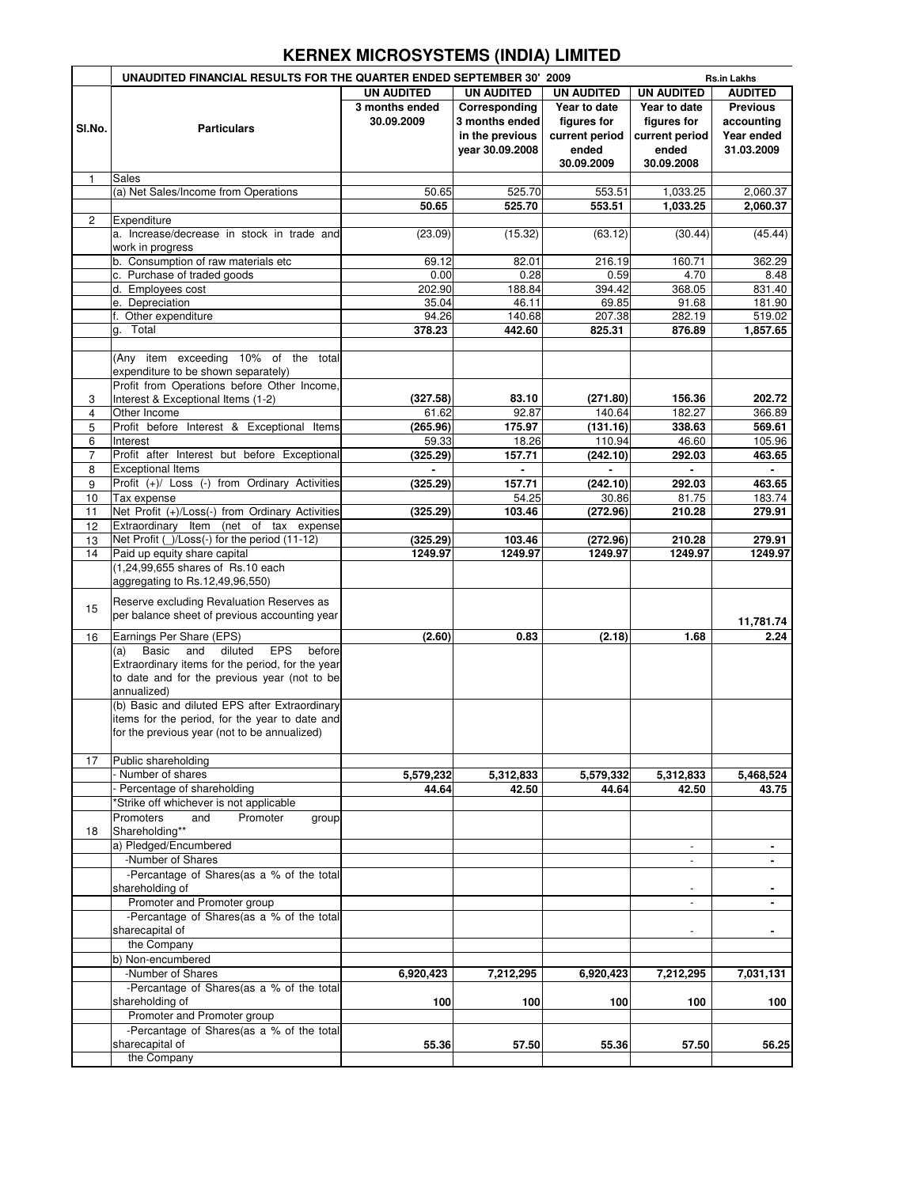# KERNEX MICROSYSTEMS (INDIA) LIMITED

| Sl.No. | UNAUDITED FINANCIAL RESULTS FOR THE QUARTER ENDED SEPTEMBER 30' 2009 | | | | | Rs.in Lakhs |
|---|---|---|---|---|---|---|
| | **Particulars** | **UN AUDITED** 3 months ended 30.09.2009 | **UN AUDITED** Corresponding 3 months ended in the previous year 30.09.2008 | **UN AUDITED** Year to date figures for current period ended 30.09.2009 | **UN AUDITED** Year to date figures for current period ended 30.09.2008 | **AUDITED** Previous accounting Year ended 31.03.2009 |
| 1 | Sales | | | | | |
| | (a) Net Sales/Income from Operations | 50.65 | 525.70 | 553.51 | 1,033.25 | 2,060.37 |
| | | **50.65** | **525.70** | **553.51** | **1,033.25** | **2,060.37** |
| 2 | Expenditure | | | | | |
| | a. Increase/decrease in stock in trade and work in progress | (23.09) | (15.32) | (63.12) | (30.44) | (45.44) |
| | b. Consumption of raw materials etc | 69.12 | 82.01 | 216.19 | 160.71 | 362.29 |
| | c. Purchase of traded goods | 0.00 | 0.28 | 0.59 | 4.70 | 8.48 |
| | d. Employees cost | 202.90 | 188.84 | 394.42 | 368.05 | 831.40 |
| | e. Depreciation | 35.04 | 46.11 | 69.85 | 91.68 | 181.90 |
| | f. Other expenditure | 94.26 | 140.68 | 207.38 | 282.19 | 519.02 |
| | g. Total | **378.23** | **442.60** | **825.31** | **876.89** | **1,857.65** |
| | (Any item exceeding 10% of the total expenditure to be shown separately) | | | | | |
| 3 | Profit from Operations before Other Income, Interest & Exceptional Items (1-2) | **(327.58)** | **83.10** | **(271.80)** | **156.36** | **202.72** |
| 4 | Other Income | 61.62 | 92.87 | 140.64 | 182.27 | 366.89 |
| 5 | Profit before Interest & Exceptional Items | **(265.96)** | **175.97** | **(131.16)** | **338.63** | **569.61** |
| 6 | Interest | 59.33 | 18.26 | 110.94 | 46.60 | 105.96 |
| 7 | Profit after Interest but before Exceptional | **(325.29)** | **157.71** | **(242.10)** | **292.03** | **463.65** |
| 8 | Exceptional Items | - | - | - | - | - |
| 9 | Profit (+)/ Loss (-) from Ordinary Activities | **(325.29)** | **157.71** | **(242.10)** | **292.03** | **463.65** |
| 10 | Tax expense | | 54.25 | 30.86 | 81.75 | 183.74 |
| 11 | Net Profit (+)/Loss(-) from Ordinary Activities | **(325.29)** | **103.46** | **(272.96)** | **210.28** | **279.91** |
| 12 | Extraordinary Item (net of tax expense | | | | | |
| 13 | Net Profit (_)/Loss(-) for the period (11-12) | **(325.29)** | **103.46** | **(272.96)** | **210.28** | **279.91** |
| 14 | Paid up equity share capital | **1249.97** | **1249.97** | **1249.97** | **1249.97** | **1249.97** |
| | (1,24,99,655 shares of Rs.10 each aggregating to Rs.12,49,96,550) | | | | | |
| 15 | Reserve excluding Revaluation Reserves as per balance sheet of previous accounting year | | | | | **11,781.74** |
| 16 | Earnings Per Share (EPS) | **(2.60)** | **0.83** | **(2.18)** | **1.68** | **2.24** |
| | (a) Basic and diluted EPS before Extraordinary items for the period, for the year to date and for the previous year (not to be annualized) | | | | | |
| | (b) Basic and diluted EPS after Extraordinary items for the period, for the year to date and for the previous year (not to be annualized) | | | | | |
| 17 | Public shareholding | | | | | |
| | - Number of shares | **5,579,232** | **5,312,833** | **5,579,332** | **5,312,833** | **5,468,524** |
| | - Percentage of shareholding | **44.64** | **42.50** | **44.64** | **42.50** | **43.75** |
| | *Strike off whichever is not applicable | | | | | |
| 18 | Promoters and Promoter group Shareholding** | | | | | |
| | a) Pledged/Encumbered | | | | - | - |
| | -Number of Shares | | | | - | - |
| | -Percantage of Shares(as a % of the total shareholding of | | | | - | - |
| | Promoter and Promoter group | | | | - | - |
| | -Percantage of Shares(as a % of the total sharecapital of | | | | - | - |
| | the Company | | | | | |
| | b) Non-encumbered | | | | | |
| | -Number of Shares | **6,920,423** | **7,212,295** | **6,920,423** | **7,212,295** | **7,031,131** |
| | -Percantage of Shares(as a % of the total shareholding of | **100** | **100** | **100** | **100** | **100** |
| | Promoter and Promoter group | | | | | |
| | -Percantage of Shares(as a % of the total sharecapital of | **55.36** | **57.50** | **55.36** | **57.50** | **56.25** |
| | the Company | | | | | |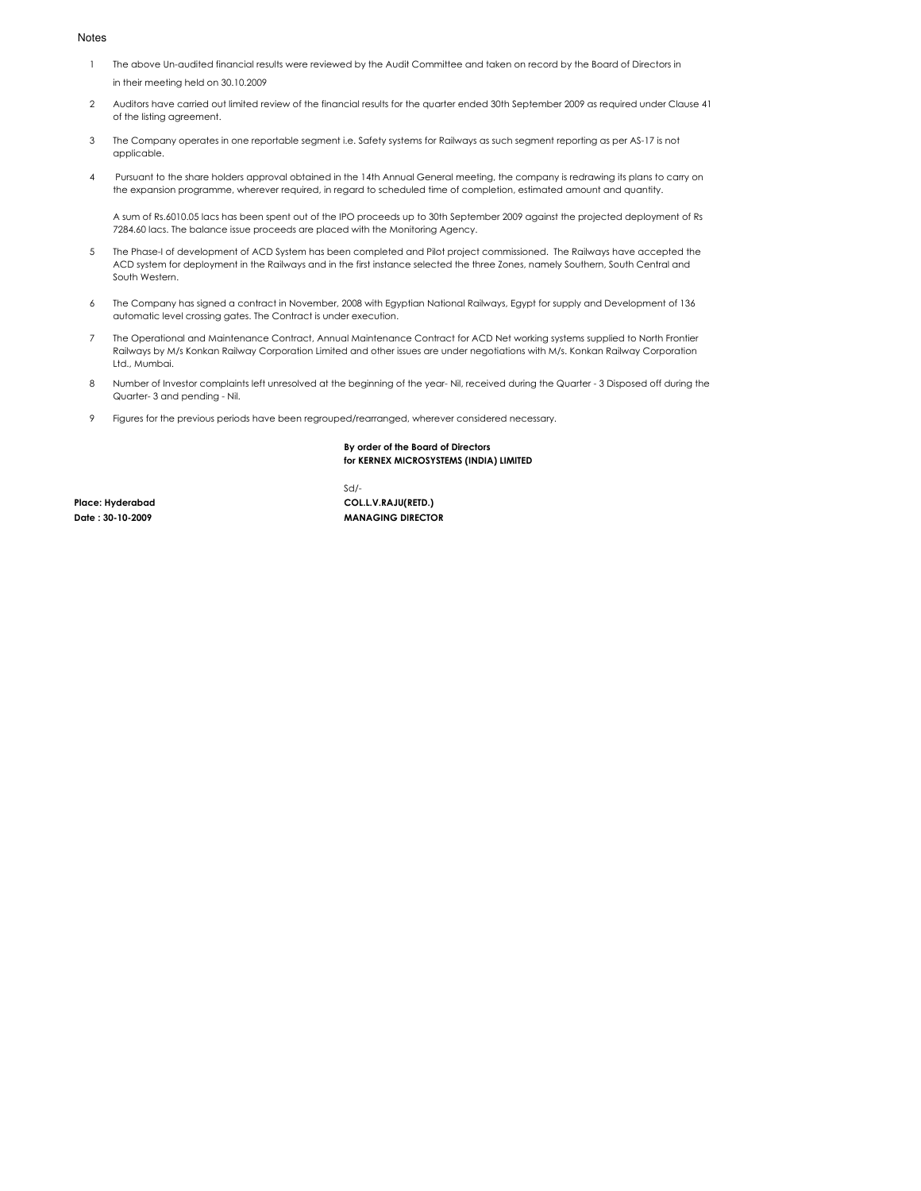Notes

1. The above Un-audited financial results were reviewed by the Audit Committee and taken on record by the Board of Directors in in their meeting held on 30.10.2009

2. Auditors have carried out limited review of the financial results for the quarter ended 30th September 2009 as required under Clause 41 of the listing agreement.

3. The Company operates in one reportable segment i.e. Safety systems for Railways as such segment reporting as per AS-17 is not applicable.

4. Pursuant to the share holders approval obtained in the 14th Annual General meeting, the company is redrawing its plans to carry on the expansion programme, wherever required, in regard to scheduled time of completion, estimated amount and quantity.

   A sum of Rs.6010.05 lacs has been spent out of the IPO proceeds up to 30th September 2009 against the projected deployment of Rs 7284.60 lacs. The balance issue proceeds are placed with the Monitoring Agency.

5. The Phase-I of development of ACD System has been completed and Pilot project commissioned. The Railways have accepted the ACD system for deployment in the Railways and in the first instance selected the three Zones, namely Southern, South Central and South Western.

6. The Company has signed a contract in November, 2008 with Egyptian National Railways, Egypt for supply and Development of 136 automatic level crossing gates. The Contract is under execution.

7. The Operational and Maintenance Contract, Annual Maintenance Contract for ACD Net working systems supplied to North Frontier Railways by M/s Konkan Railway Corporation Limited and other issues are under negotiations with M/s. Konkan Railway Corporation Ltd., Mumbai.

8. Number of Investor complaints left unresolved at the beginning of the year- Nil, received during the Quarter - 3 Disposed off during the Quarter- 3 and pending - Nil.

9. Figures for the previous periods have been regrouped/rearranged, wherever considered necessary.

**By order of the Board of Directors**
**for KERNEX MICROSYSTEMS (INDIA) LIMITED**

Sd/-

**Place: Hyderabad** **COL.L.V.RAJU(RETD.)**
**Date : 30-10-2009** **MANAGING DIRECTOR**